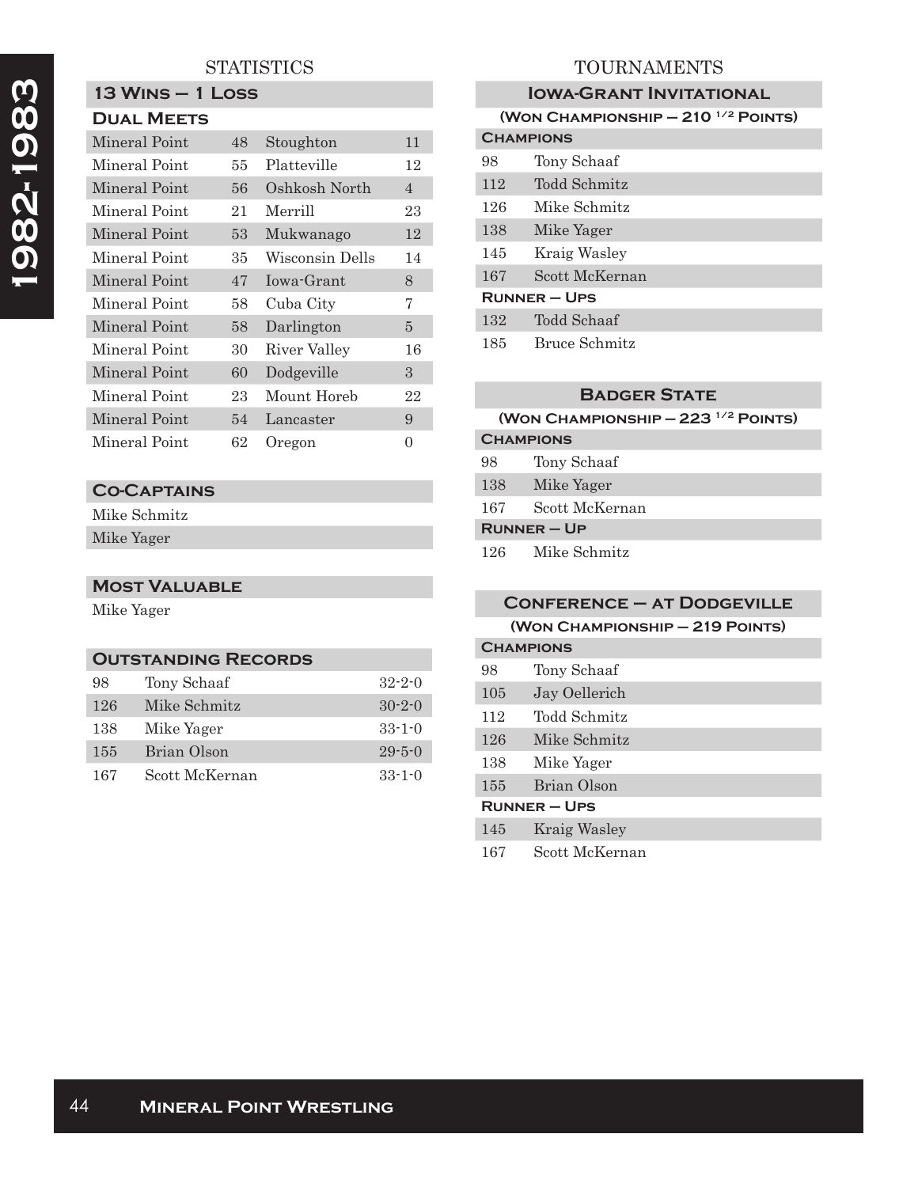# 1982-1983

## STATISTICS

### 13 Wins – 1 Loss

### Dual Meets

| | | | |
|---|---|---|---|
| Mineral Point | 48 | Stoughton | 11 |
| Mineral Point | 55 | Platteville | 12 |
| Mineral Point | 56 | Oshkosh North | 4 |
| Mineral Point | 21 | Merrill | 23 |
| Mineral Point | 53 | Mukwanago | 12 |
| Mineral Point | 35 | Wisconsin Dells | 14 |
| Mineral Point | 47 | Iowa-Grant | 8 |
| Mineral Point | 58 | Cuba City | 7 |
| Mineral Point | 58 | Darlington | 5 |
| Mineral Point | 30 | River Valley | 16 |
| Mineral Point | 60 | Dodgeville | 3 |
| Mineral Point | 23 | Mount Horeb | 22 |
| Mineral Point | 54 | Lancaster | 9 |
| Mineral Point | 62 | Oregon | 0 |

### Co-Captains

Mike Schmitz

Mike Yager

### Most Valuable

Mike Yager

### Outstanding Records

| | | |
|---|---|---|
| 98 | Tony Schaaf | 32-2-0 |
| 126 | Mike Schmitz | 30-2-0 |
| 138 | Mike Yager | 33-1-0 |
| 155 | Brian Olson | 29-5-0 |
| 167 | Scott McKernan | 33-1-0 |

## TOURNAMENTS

### Iowa-Grant Invitational

(Won Championship – 210 ½ Points)

**Champions**

| | |
|---|---|
| 98 | Tony Schaaf |
| 112 | Todd Schmitz |
| 126 | Mike Schmitz |
| 138 | Mike Yager |
| 145 | Kraig Wasley |
| 167 | Scott McKernan |

**Runner – Ups**

| | |
|---|---|
| 132 | Todd Schaaf |
| 185 | Bruce Schmitz |

### Badger State

(Won Championship – 223 ½ Points)

**Champions**

| | |
|---|---|
| 98 | Tony Schaaf |
| 138 | Mike Yager |
| 167 | Scott McKernan |

**Runner – Up**

| | |
|---|---|
| 126 | Mike Schmitz |

### Conference – at Dodgeville

(Won Championship – 219 Points)

**Champions**

| | |
|---|---|
| 98 | Tony Schaaf |
| 105 | Jay Oellerich |
| 112 | Todd Schmitz |
| 126 | Mike Schmitz |
| 138 | Mike Yager |
| 155 | Brian Olson |

**Runner – Ups**

| | |
|---|---|
| 145 | Kraig Wasley |
| 167 | Scott McKernan |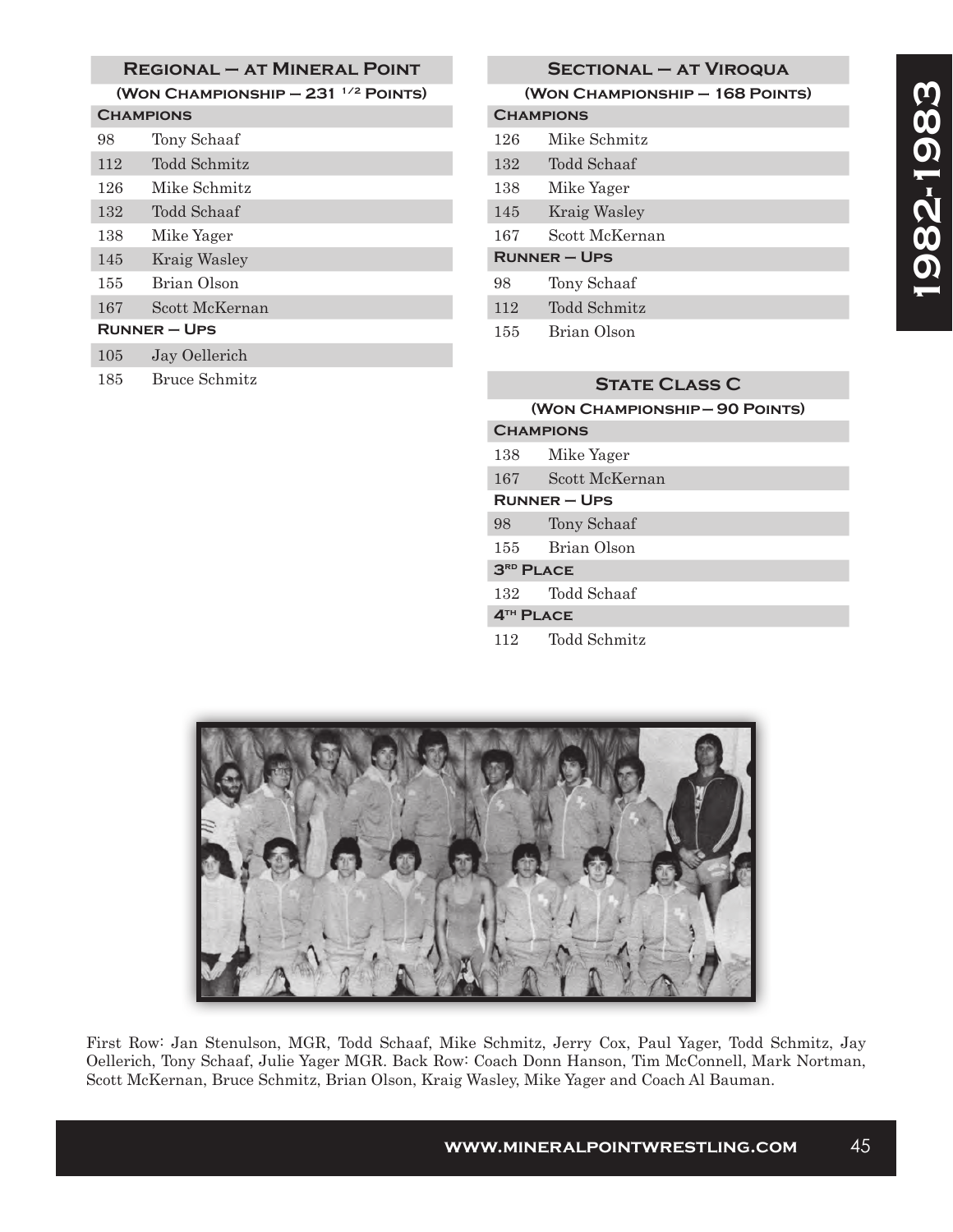## Regional – at Mineral Point

**(Won Championship – 231 ½ Points)**

| | |
|---|---|
| **Champions** | |
| 98 | Tony Schaaf |
| 112 | Todd Schmitz |
| 126 | Mike Schmitz |
| 132 | Todd Schaaf |
| 138 | Mike Yager |
| 145 | Kraig Wasley |
| 155 | Brian Olson |
| 167 | Scott McKernan |
| **Runner – Ups** | |
| 105 | Jay Oellerich |
| 185 | Bruce Schmitz |

## Sectional – at Viroqua

**(Won Championship – 168 Points)**

| | |
|---|---|
| **Champions** | |
| 126 | Mike Schmitz |
| 132 | Todd Schaaf |
| 138 | Mike Yager |
| 145 | Kraig Wasley |
| 167 | Scott McKernan |
| **Runner – Ups** | |
| 98 | Tony Schaaf |
| 112 | Todd Schmitz |
| 155 | Brian Olson |

## State Class C

**(Won Championship – 90 Points)**

| | |
|---|---|
| **Champions** | |
| 138 | Mike Yager |
| 167 | Scott McKernan |
| **Runner – Ups** | |
| 98 | Tony Schaaf |
| 155 | Brian Olson |
| **3rd Place** | |
| 132 | Todd Schaaf |
| **4th Place** | |
| 112 | Todd Schmitz |

First Row: Jan Stenulson, MGR, Todd Schaaf, Mike Schmitz, Jerry Cox, Paul Yager, Todd Schmitz, Jay Oellerich, Tony Schaaf, Julie Yager MGR. Back Row: Coach Donn Hanson, Tim McConnell, Mark Nortman, Scott McKernan, Bruce Schmitz, Brian Olson, Kraig Wasley, Mike Yager and Coach Al Bauman.